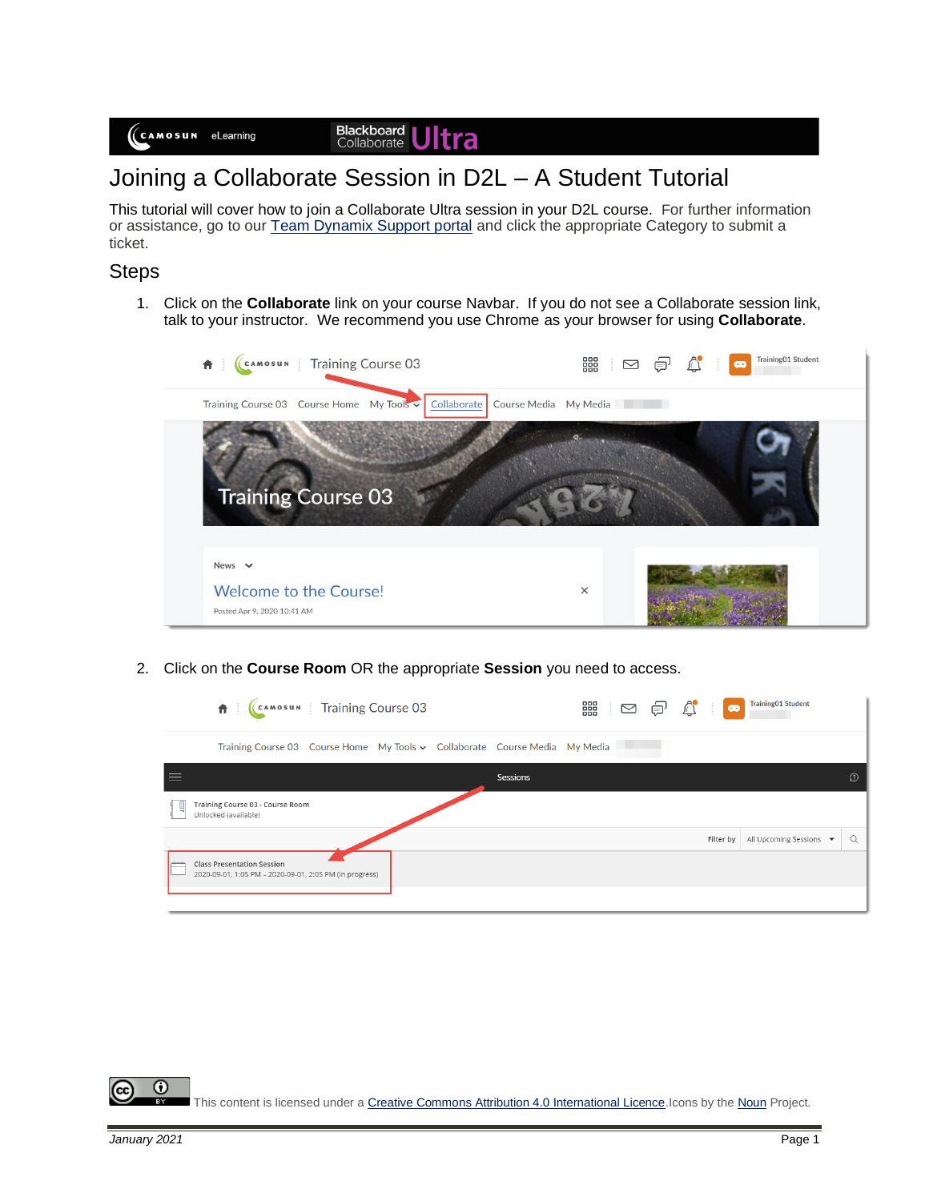# Joining a Collaborate Session in D2L – A Student Tutorial

This tutorial will cover how to join a Collaborate Ultra session in your D2L course. For further information or assistance, go to our [Team Dynamix Support portal]() and click the appropriate Category to submit a ticket.

## Steps

1. Click on the **Collaborate** link on your course Navbar. If you do not see a Collaborate session link, talk to your instructor. We recommend you use Chrome as your browser for using **Collaborate**.

2. Click on the **Course Room** OR the appropriate **Session** you need to access.

This content is licensed under a [Creative Commons Attribution 4.0 International Licence](). Icons by the [Noun]() Project.

*January 2021*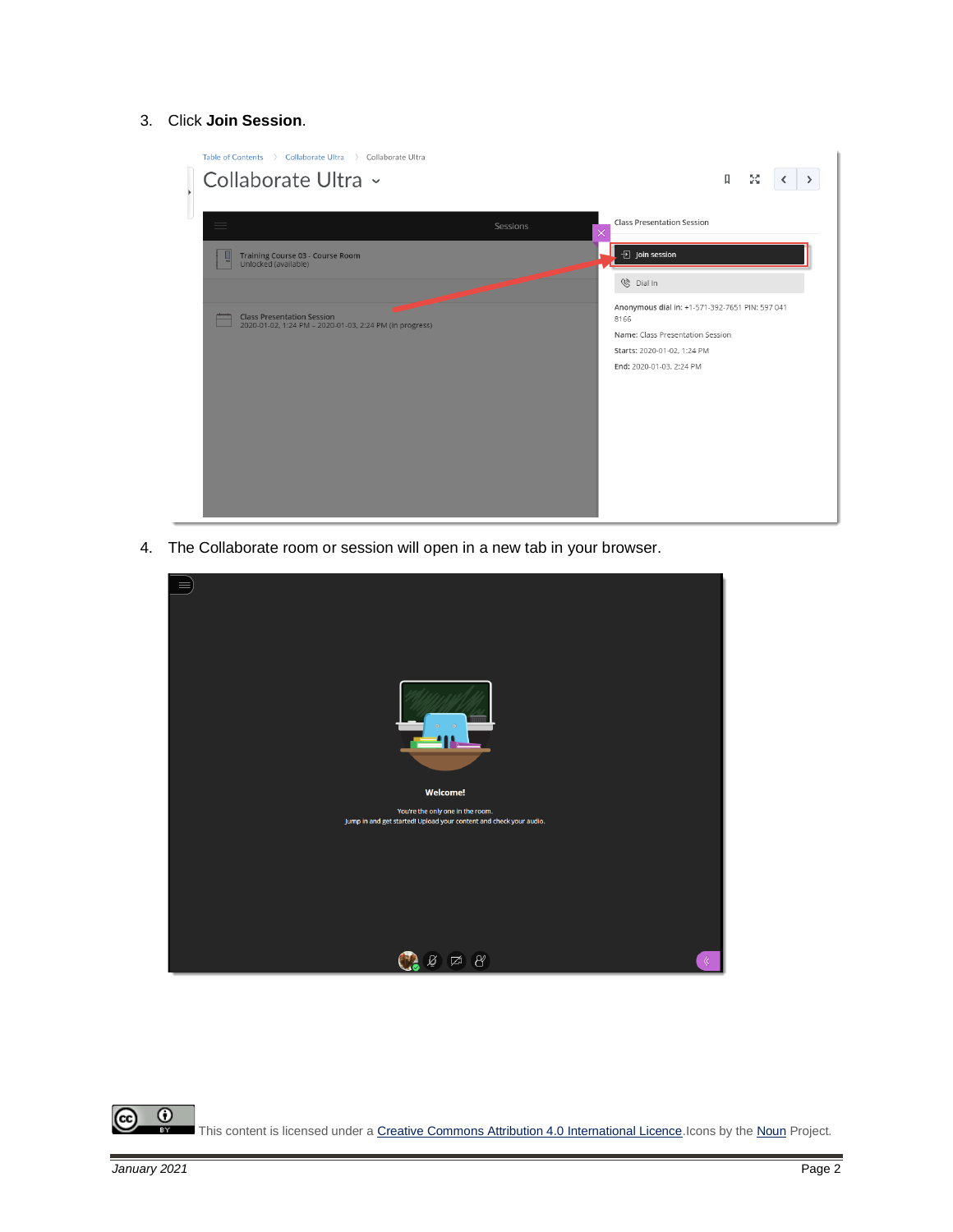3. Click **Join Session**.

4. The Collaborate room or session will open in a new tab in your browser.

This content is licensed under a [Creative Commons Attribution 4.0 International Licence](). Icons by the [Noun]() Project.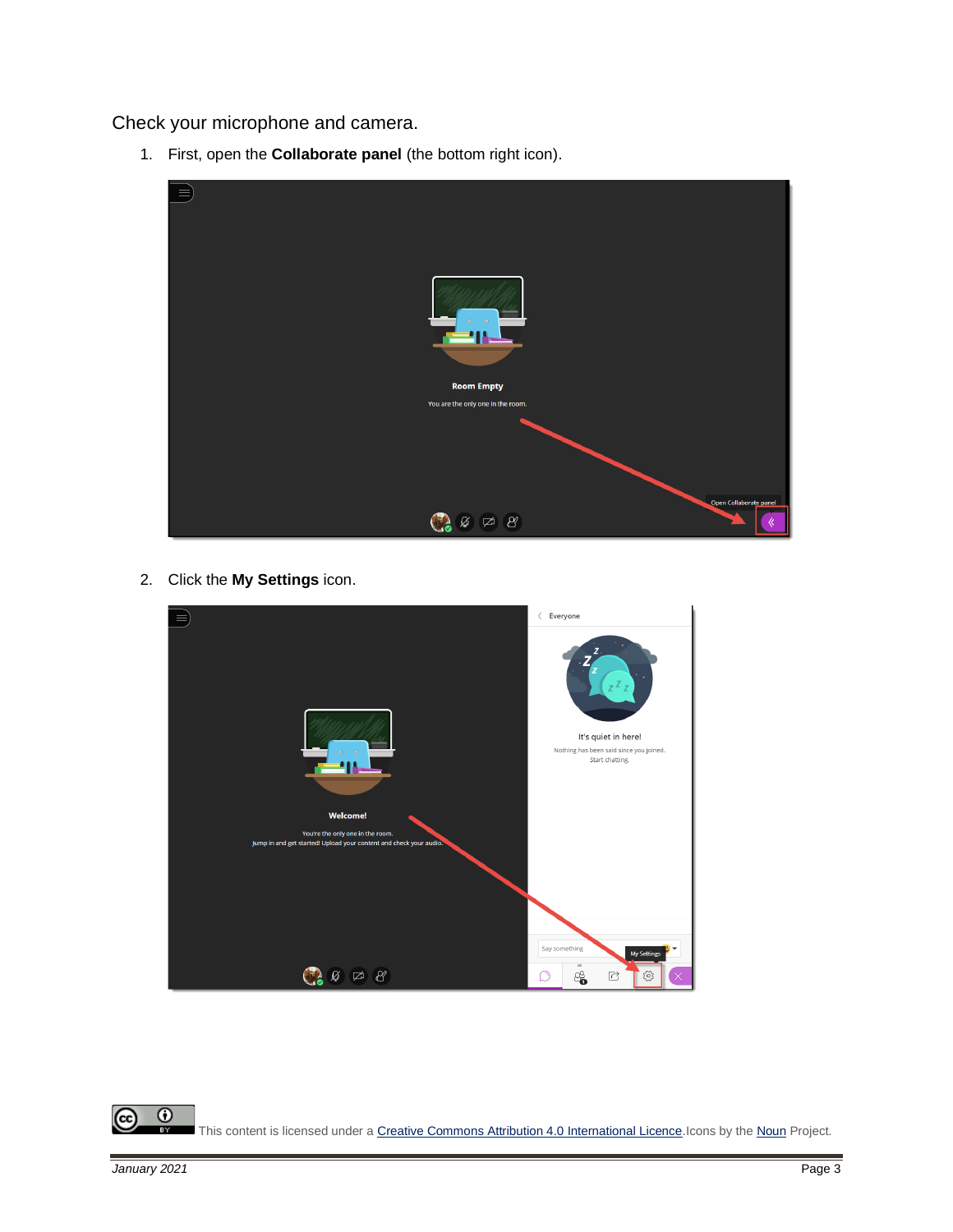Check your microphone and camera.

1. First, open the **Collaborate panel** (the bottom right icon).

2. Click the **My Settings** icon.

This content is licensed under a [Creative Commons Attribution 4.0 International Licence](). Icons by the [Noun]() Project.

*January 2021*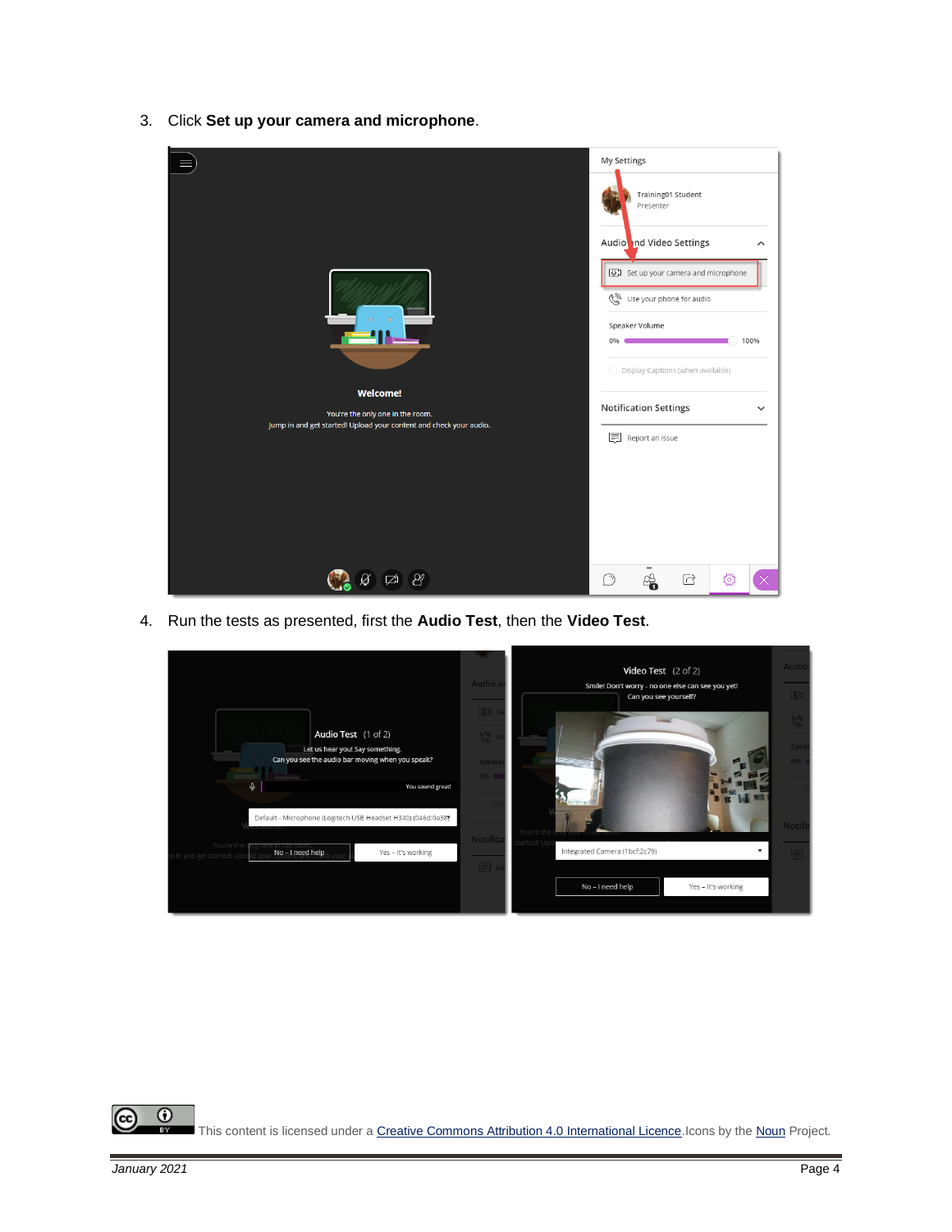3. Click **Set up your camera and microphone**.

4. Run the tests as presented, first the **Audio Test**, then the **Video Test**.

This content is licensed under a [Creative Commons Attribution 4.0 International Licence](). Icons by the [Noun]() Project.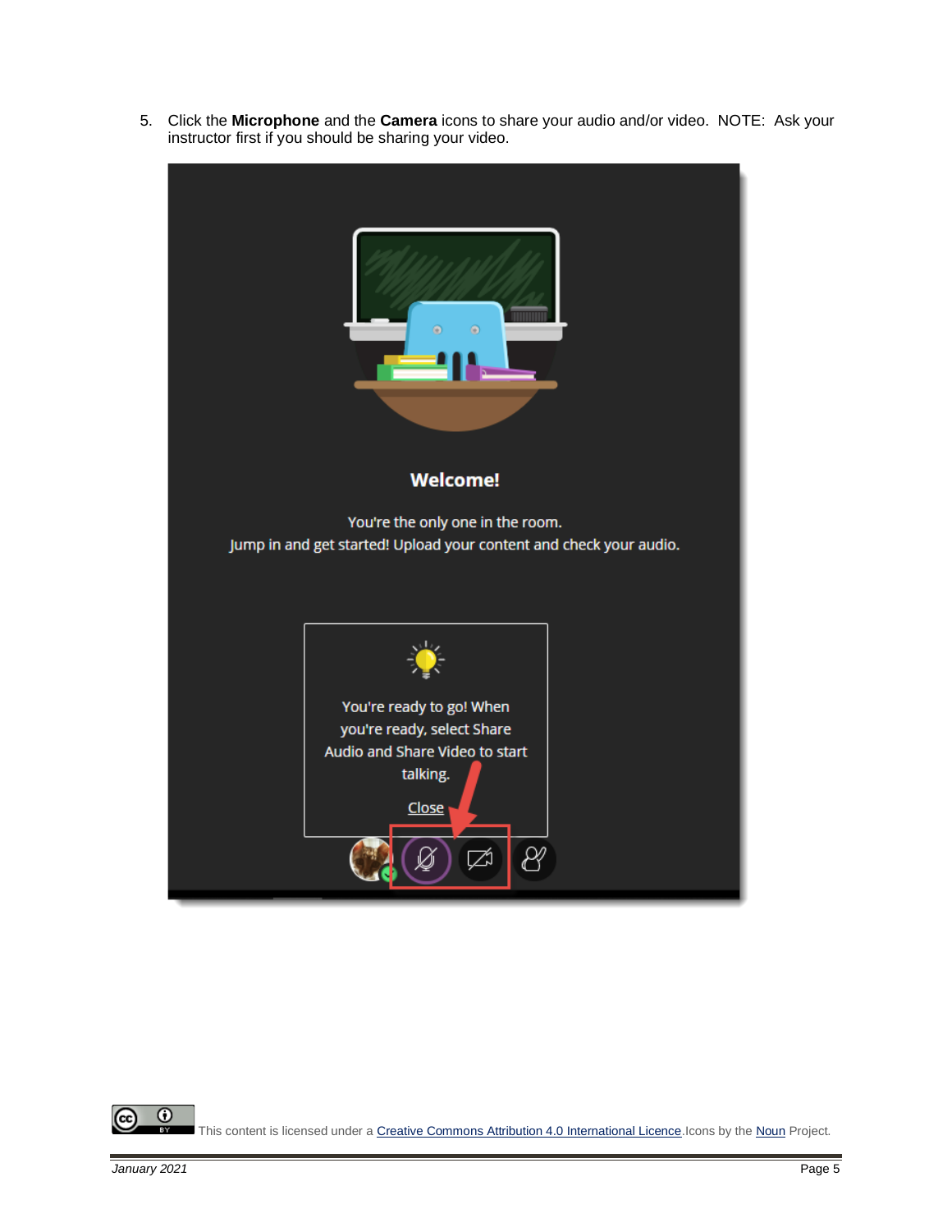5. Click the **Microphone** and the **Camera** icons to share your audio and/or video. NOTE: Ask your instructor first if you should be sharing your video.

This content is licensed under a [Creative Commons Attribution 4.0 International Licence](). Icons by the [Noun]() Project.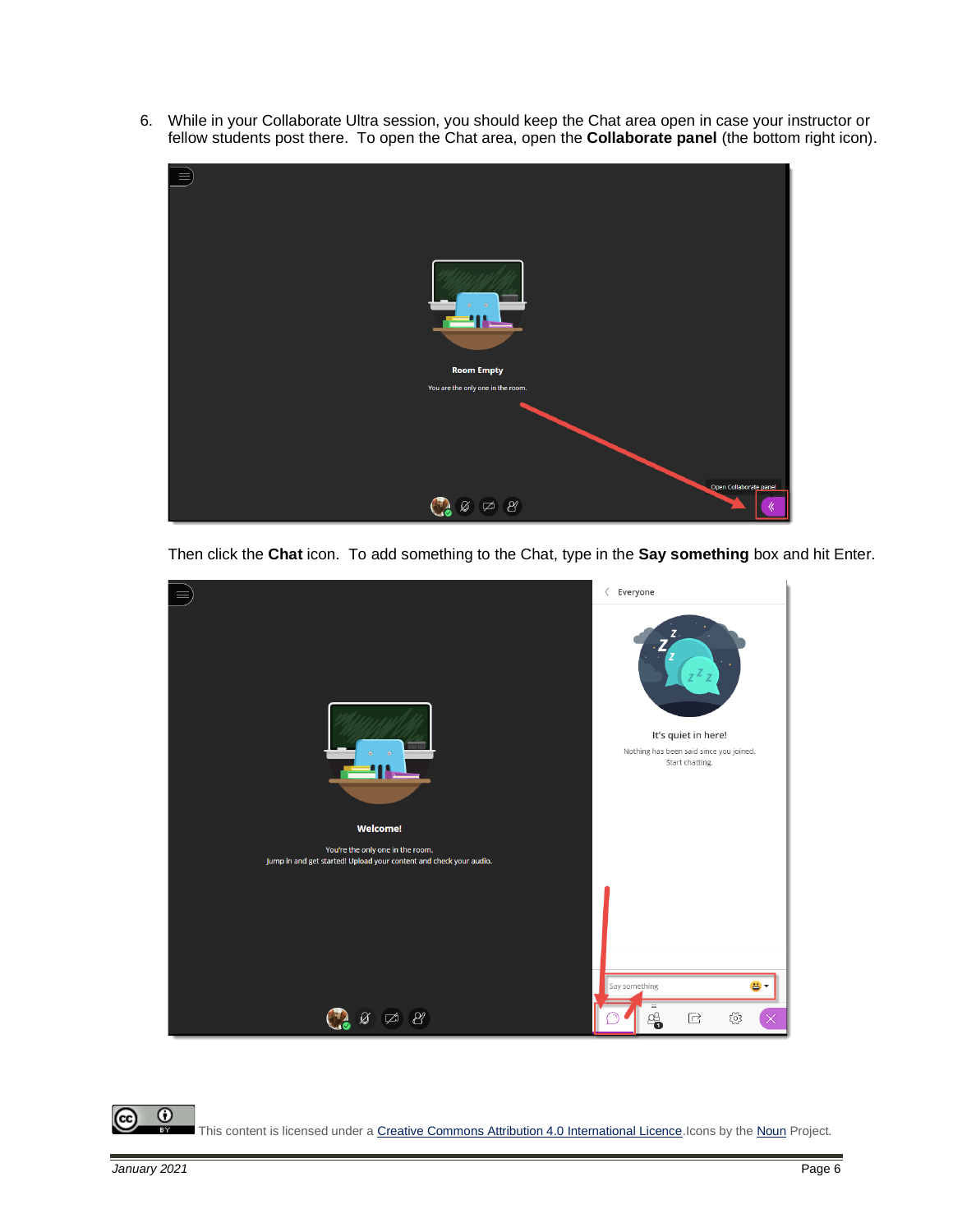6. While in your Collaborate Ultra session, you should keep the Chat area open in case your instructor or fellow students post there. To open the Chat area, open the **Collaborate panel** (the bottom right icon).

   Then click the **Chat** icon. To add something to the Chat, type in the **Say something** box and hit Enter.

This content is licensed under a Creative Commons Attribution 4.0 International Licence. Icons by the Noun Project.

*January 2021*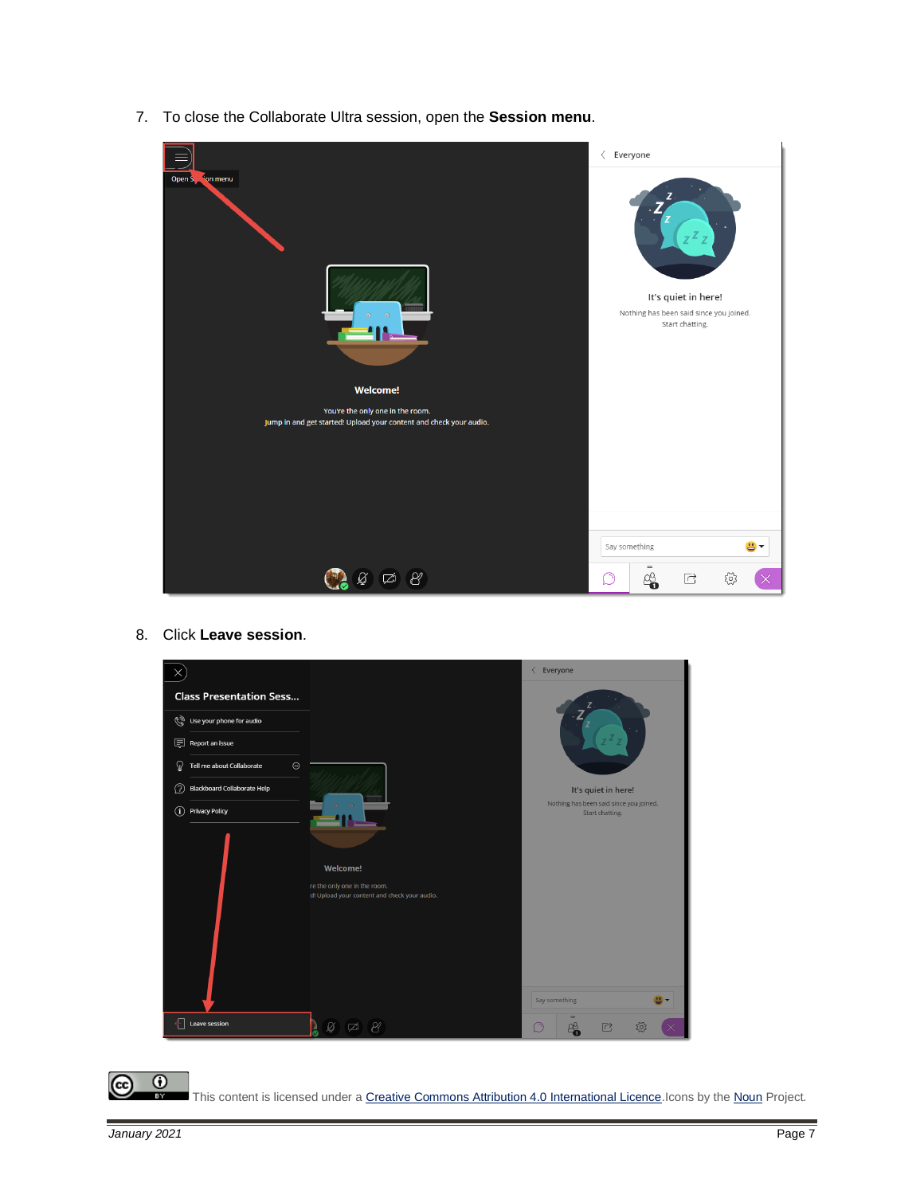7. To close the Collaborate Ultra session, open the **Session menu**.

8. Click **Leave session**.

This content is licensed under a Creative Commons Attribution 4.0 International Licence. Icons by the Noun Project.

*January 2021*